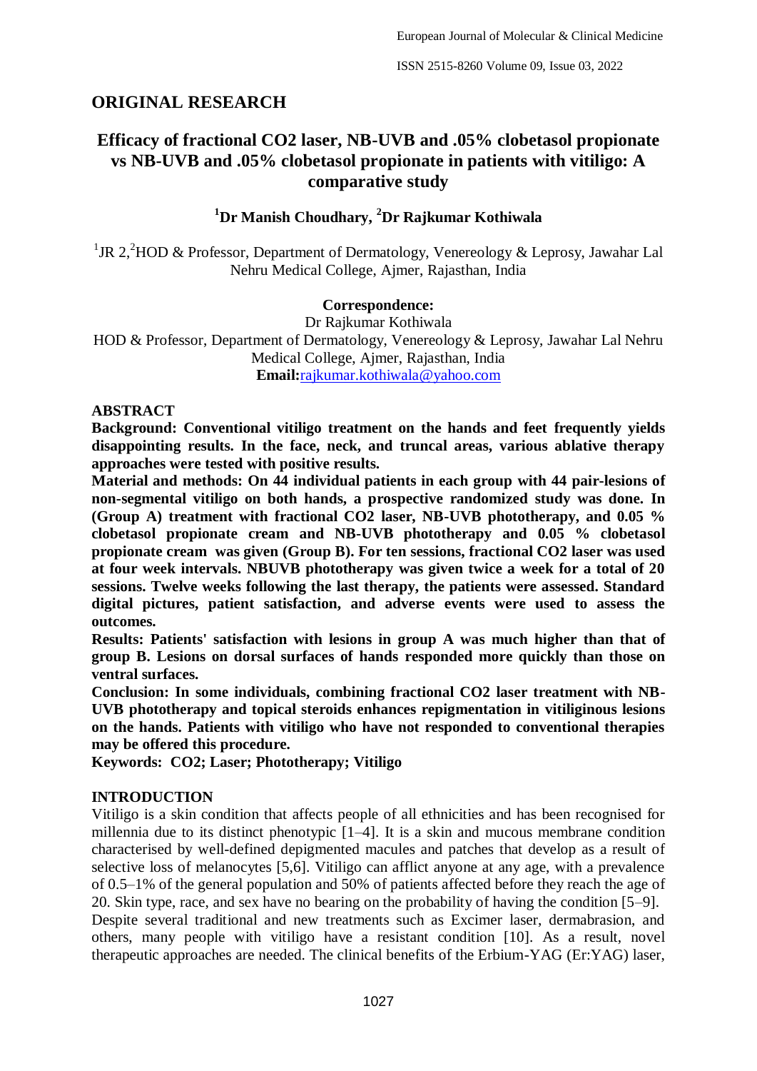## ORIGINAL RESEARCH

# Efficacy of fractional CO2 laser, NB-UVB and .05% clobetasol propionate vs NB-UVB and .05% clobetasol propionate in patients with vitiligo: A comparative study

### [1]Dr Manish Choudhary, [2]Dr Rajkumar Kothiwala

[1]JR 2,[2]HOD & Professor, Department of Dermatology, Venereology & Leprosy, Jawahar Lal Nehru Medical College, Ajmer, Rajasthan, India

**Correspondence:**
Dr Rajkumar Kothiwala
HOD & Professor, Department of Dermatology, Venereology & Leprosy, Jawahar Lal Nehru Medical College, Ajmer, Rajasthan, India
**Email:**rajkumar.kothiwala@yahoo.com

## ABSTRACT

**Background: Conventional vitiligo treatment on the hands and feet frequently yields disappointing results. In the face, neck, and truncal areas, various ablative therapy approaches were tested with positive results.**

**Material and methods: On 44 individual patients in each group with 44 pair-lesions of non-segmental vitiligo on both hands, a prospective randomized study was done. In (Group A) treatment with fractional CO2 laser, NB-UVB phototherapy, and 0.05 % clobetasol propionate cream and NB-UVB phototherapy and 0.05 % clobetasol propionate cream was given (Group B). For ten sessions, fractional CO2 laser was used at four week intervals. NBUVB phototherapy was given twice a week for a total of 20 sessions. Twelve weeks following the last therapy, the patients were assessed. Standard digital pictures, patient satisfaction, and adverse events were used to assess the outcomes.**

**Results: Patients' satisfaction with lesions in group A was much higher than that of group B. Lesions on dorsal surfaces of hands responded more quickly than those on ventral surfaces.**

**Conclusion: In some individuals, combining fractional CO2 laser treatment with NB-UVB phototherapy and topical steroids enhances repigmentation in vitiliginous lesions on the hands. Patients with vitiligo who have not responded to conventional therapies may be offered this procedure.**

**Keywords: CO2; Laser; Phototherapy; Vitiligo**

## INTRODUCTION

Vitiligo is a skin condition that affects people of all ethnicities and has been recognised for millennia due to its distinct phenotypic [1–4]. It is a skin and mucous membrane condition characterised by well-defined depigmented macules and patches that develop as a result of selective loss of melanocytes [5,6]. Vitiligo can afflict anyone at any age, with a prevalence of 0.5–1% of the general population and 50% of patients affected before they reach the age of 20. Skin type, race, and sex have no bearing on the probability of having the condition [5–9].

Despite several traditional and new treatments such as Excimer laser, dermabrasion, and others, many people with vitiligo have a resistant condition [10]. As a result, novel therapeutic approaches are needed. The clinical benefits of the Erbium-YAG (Er:YAG) laser,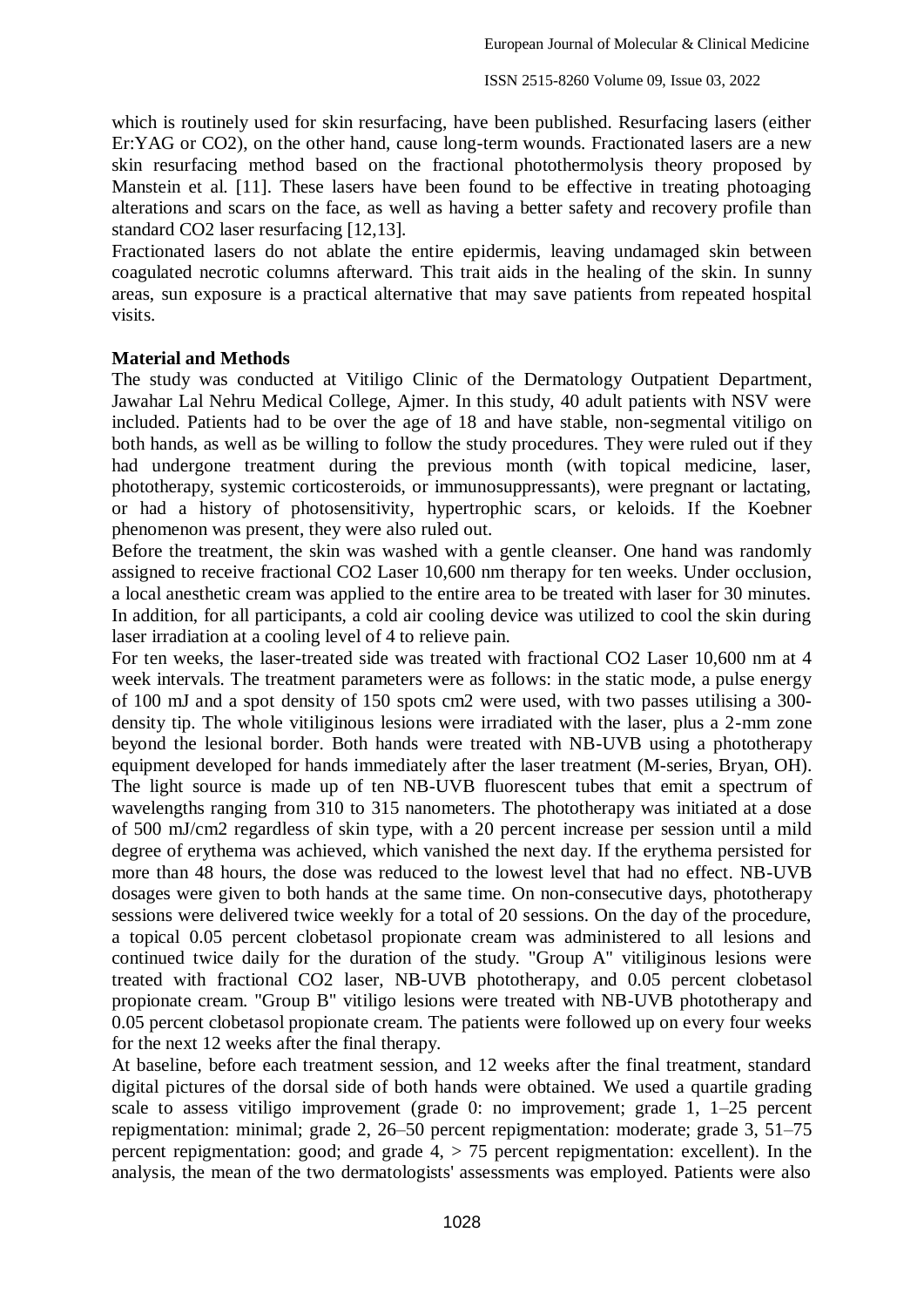which is routinely used for skin resurfacing, have been published. Resurfacing lasers (either Er:YAG or $CO_2$), on the other hand, cause long-term wounds. Fractionated lasers are a new skin resurfacing method based on the fractional photothermolysis theory proposed by Manstein et al. [11]. These lasers have been found to be effective in treating photoaging alterations and scars on the face, as well as having a better safety and recovery profile than standard $CO_2$ laser resurfacing [12,13].

Fractionated lasers do not ablate the entire epidermis, leaving undamaged skin between coagulated necrotic columns afterward. This trait aids in the healing of the skin. In sunny areas, sun exposure is a practical alternative that may save patients from repeated hospital visits.

**Material and Methods**

The study was conducted at Vitiligo Clinic of the Dermatology Outpatient Department, Jawahar Lal Nehru Medical College, Ajmer. In this study, 40 adult patients with NSV were included. Patients had to be over the age of 18 and have stable, non-segmental vitiligo on both hands, as well as be willing to follow the study procedures. They were ruled out if they had undergone treatment during the previous month (with topical medicine, laser, phototherapy, systemic corticosteroids, or immunosuppressants), were pregnant or lactating, or had a history of photosensitivity, hypertrophic scars, or keloids. If the Koebner phenomenon was present, they were also ruled out.

Before the treatment, the skin was washed with a gentle cleanser. One hand was randomly assigned to receive fractional $CO_2$ Laser 10,600 nm therapy for ten weeks. Under occlusion, a local anesthetic cream was applied to the entire area to be treated with laser for 30 minutes. In addition, for all participants, a cold air cooling device was utilized to cool the skin during laser irradiation at a cooling level of 4 to relieve pain.

For ten weeks, the laser-treated side was treated with fractional $CO_2$ Laser 10,600 nm at 4 week intervals. The treatment parameters were as follows: in the static mode, a pulse energy of 100 mJ and a spot density of 150 spots cm2 were used, with two passes utilising a 300-density tip. The whole vitiliginous lesions were irradiated with the laser, plus a 2-mm zone beyond the lesional border. Both hands were treated with NB-UVB using a phototherapy equipment developed for hands immediately after the laser treatment (M-series, Bryan, OH). The light source is made up of ten NB-UVB fluorescent tubes that emit a spectrum of wavelengths ranging from 310 to 315 nanometers. The phototherapy was initiated at a dose of 500 mJ/cm2 regardless of skin type, with a 20 percent increase per session until a mild degree of erythema was achieved, which vanished the next day. If the erythema persisted for more than 48 hours, the dose was reduced to the lowest level that had no effect. NB-UVB dosages were given to both hands at the same time. On non-consecutive days, phototherapy sessions were delivered twice weekly for a total of 20 sessions. On the day of the procedure, a topical 0.05 percent clobetasol propionate cream was administered to all lesions and continued twice daily for the duration of the study. "Group A" vitiliginous lesions were treated with fractional $CO_2$ laser, NB-UVB phototherapy, and 0.05 percent clobetasol propionate cream. "Group B" vitiligo lesions were treated with NB-UVB phototherapy and 0.05 percent clobetasol propionate cream. The patients were followed up on every four weeks for the next 12 weeks after the final therapy.

At baseline, before each treatment session, and 12 weeks after the final treatment, standard digital pictures of the dorsal side of both hands were obtained. We used a quartile grading scale to assess vitiligo improvement (grade 0: no improvement; grade 1, 1–25 percent repigmentation: minimal; grade 2, 26–50 percent repigmentation: moderate; grade 3, 51–75 percent repigmentation: good; and grade 4, > 75 percent repigmentation: excellent). In the analysis, the mean of the two dermatologists' assessments was employed. Patients were also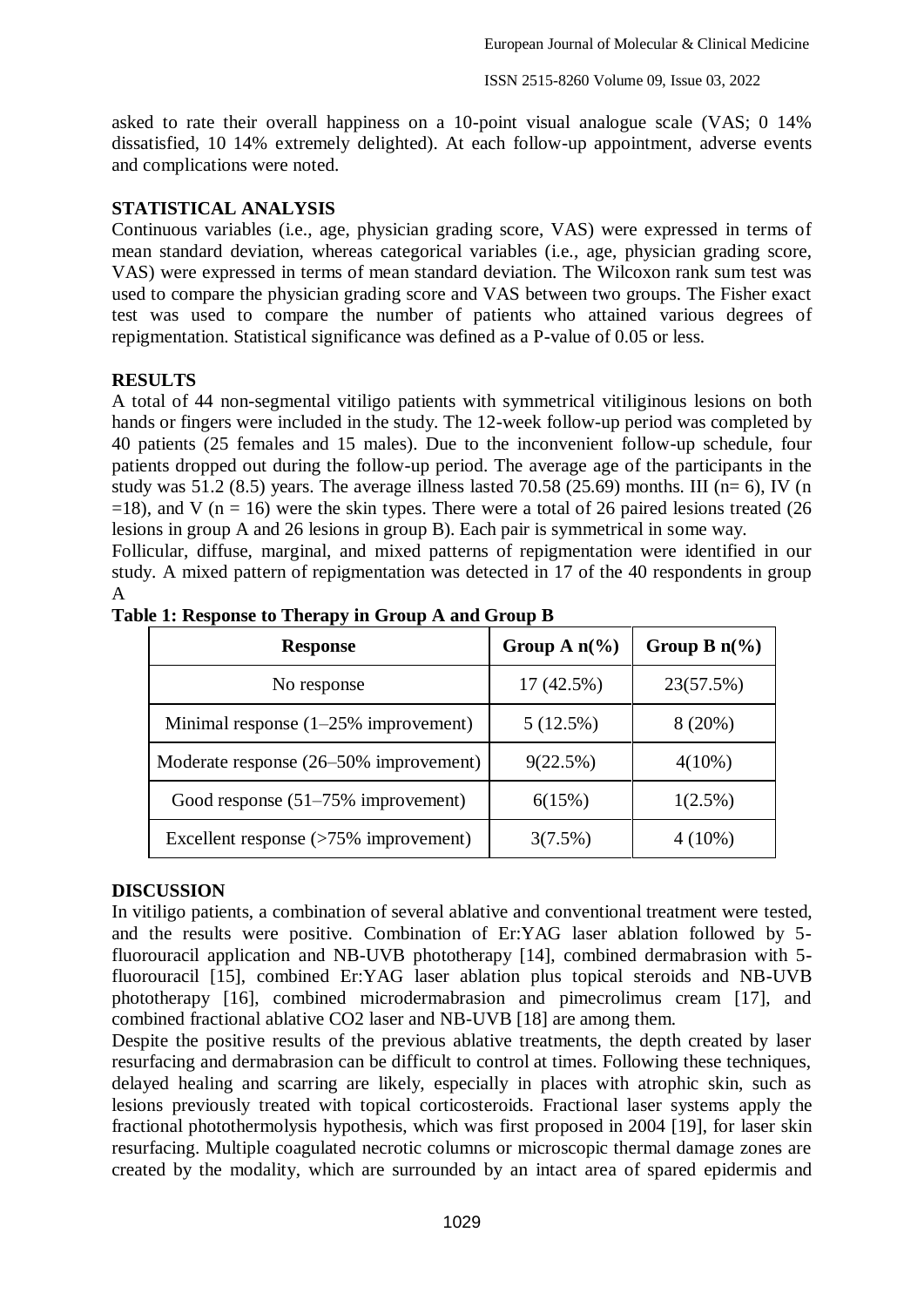asked to rate their overall happiness on a 10-point visual analogue scale (VAS; 0 14% dissatisfied, 10 14% extremely delighted). At each follow-up appointment, adverse events and complications were noted.

## STATISTICAL ANALYSIS

Continuous variables (i.e., age, physician grading score, VAS) were expressed in terms of mean standard deviation, whereas categorical variables (i.e., age, physician grading score, VAS) were expressed in terms of mean standard deviation. The Wilcoxon rank sum test was used to compare the physician grading score and VAS between two groups. The Fisher exact test was used to compare the number of patients who attained various degrees of repigmentation. Statistical significance was defined as a P-value of 0.05 or less.

## RESULTS

A total of 44 non-segmental vitiligo patients with symmetrical vitiliginous lesions on both hands or fingers were included in the study. The 12-week follow-up period was completed by 40 patients (25 females and 15 males). Due to the inconvenient follow-up schedule, four patients dropped out during the follow-up period. The average age of the participants in the study was 51.2 (8.5) years. The average illness lasted 70.58 (25.69) months. III (n= 6), IV (n =18), and V (n = 16) were the skin types. There were a total of 26 paired lesions treated (26 lesions in group A and 26 lesions in group B). Each pair is symmetrical in some way.

Follicular, diffuse, marginal, and mixed patterns of repigmentation were identified in our study. A mixed pattern of repigmentation was detected in 17 of the 40 respondents in group A

**Table 1: Response to Therapy in Group A and Group B**

| Response | Group A n(%) | Group B n(%) |
|---|---|---|
| No response | 17 (42.5%) | 23(57.5%) |
| Minimal response (1–25% improvement) | 5 (12.5%) | 8 (20%) |
| Moderate response (26–50% improvement) | 9(22.5%) | 4(10%) |
| Good response (51–75% improvement) | 6(15%) | 1(2.5%) |
| Excellent response (>75% improvement) | 3(7.5%) | 4 (10%) |

## DISCUSSION

In vitiligo patients, a combination of several ablative and conventional treatment were tested, and the results were positive. Combination of Er:YAG laser ablation followed by 5-fluorouracil application and NB-UVB phototherapy [14], combined dermabrasion with 5-fluorouracil [15], combined Er:YAG laser ablation plus topical steroids and NB-UVB phototherapy [16], combined microdermabrasion and pimecrolimus cream [17], and combined fractional ablative $CO_2$ laser and NB-UVB [18] are among them.

Despite the positive results of the previous ablative treatments, the depth created by laser resurfacing and dermabrasion can be difficult to control at times. Following these techniques, delayed healing and scarring are likely, especially in places with atrophic skin, such as lesions previously treated with topical corticosteroids. Fractional laser systems apply the fractional photothermolysis hypothesis, which was first proposed in 2004 [19], for laser skin resurfacing. Multiple coagulated necrotic columns or microscopic thermal damage zones are created by the modality, which are surrounded by an intact area of spared epidermis and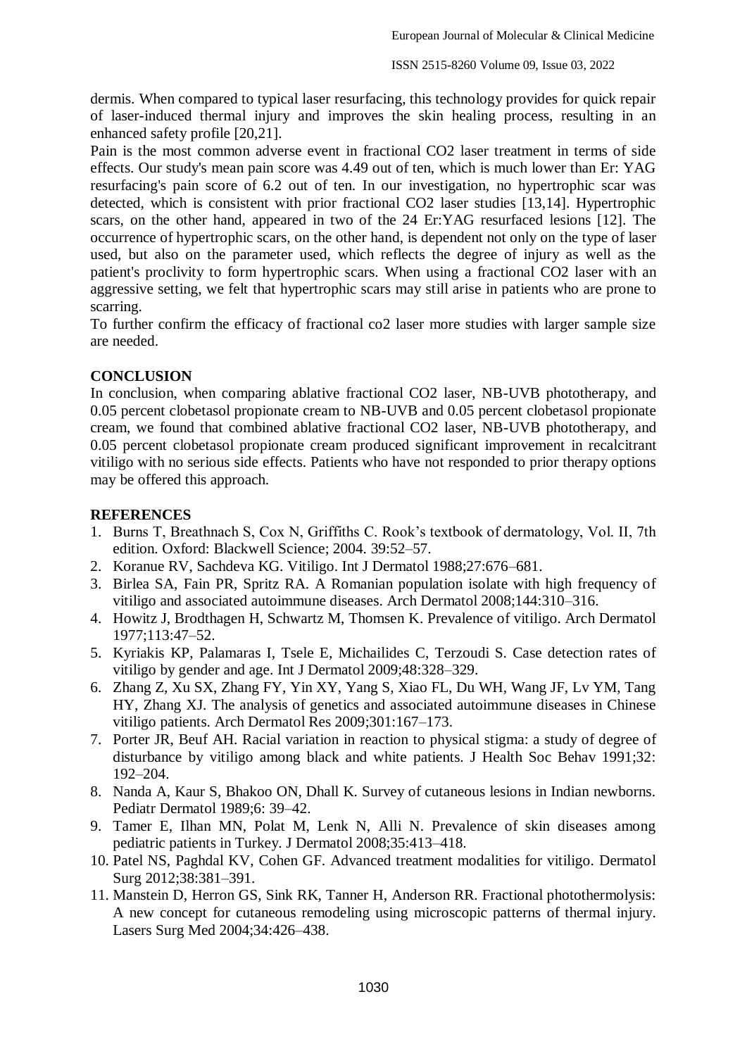dermis. When compared to typical laser resurfacing, this technology provides for quick repair of laser-induced thermal injury and improves the skin healing process, resulting in an enhanced safety profile [20,21].

Pain is the most common adverse event in fractional $CO_2$ laser treatment in terms of side effects. Our study's mean pain score was 4.49 out of ten, which is much lower than Er: YAG resurfacing's pain score of 6.2 out of ten. In our investigation, no hypertrophic scar was detected, which is consistent with prior fractional $CO_2$ laser studies [13,14]. Hypertrophic scars, on the other hand, appeared in two of the 24 Er:YAG resurfaced lesions [12]. The occurrence of hypertrophic scars, on the other hand, is dependent not only on the type of laser used, but also on the parameter used, which reflects the degree of injury as well as the patient's proclivity to form hypertrophic scars. When using a fractional $CO_2$ laser with an aggressive setting, we felt that hypertrophic scars may still arise in patients who are prone to scarring.

To further confirm the efficacy of fractional co2 laser more studies with larger sample size are needed.

## CONCLUSION

In conclusion, when comparing ablative fractional $CO_2$ laser, NB-UVB phototherapy, and 0.05 percent clobetasol propionate cream to NB-UVB and 0.05 percent clobetasol propionate cream, we found that combined ablative fractional $CO_2$ laser, NB-UVB phototherapy, and 0.05 percent clobetasol propionate cream produced significant improvement in recalcitrant vitiligo with no serious side effects. Patients who have not responded to prior therapy options may be offered this approach.

## REFERENCES

1. Burns T, Breathnach S, Cox N, Griffiths C. Rook's textbook of dermatology, Vol. II, 7th edition. Oxford: Blackwell Science; 2004. 39:52–57.
2. Koranue RV, Sachdeva KG. Vitiligo. Int J Dermatol 1988;27:676–681.
3. Birlea SA, Fain PR, Spritz RA. A Romanian population isolate with high frequency of vitiligo and associated autoimmune diseases. Arch Dermatol 2008;144:310–316.
4. Howitz J, Brodthagen H, Schwartz M, Thomsen K. Prevalence of vitiligo. Arch Dermatol 1977;113:47–52.
5. Kyriakis KP, Palamaras I, Tsele E, Michailides C, Terzoudi S. Case detection rates of vitiligo by gender and age. Int J Dermatol 2009;48:328–329.
6. Zhang Z, Xu SX, Zhang FY, Yin XY, Yang S, Xiao FL, Du WH, Wang JF, Lv YM, Tang HY, Zhang XJ. The analysis of genetics and associated autoimmune diseases in Chinese vitiligo patients. Arch Dermatol Res 2009;301:167–173.
7. Porter JR, Beuf AH. Racial variation in reaction to physical stigma: a study of degree of disturbance by vitiligo among black and white patients. J Health Soc Behav 1991;32: 192–204.
8. Nanda A, Kaur S, Bhakoo ON, Dhall K. Survey of cutaneous lesions in Indian newborns. Pediatr Dermatol 1989;6: 39–42.
9. Tamer E, Ilhan MN, Polat M, Lenk N, Alli N. Prevalence of skin diseases among pediatric patients in Turkey. J Dermatol 2008;35:413–418.
10. Patel NS, Paghdal KV, Cohen GF. Advanced treatment modalities for vitiligo. Dermatol Surg 2012;38:381–391.
11. Manstein D, Herron GS, Sink RK, Tanner H, Anderson RR. Fractional photothermolysis: A new concept for cutaneous remodeling using microscopic patterns of thermal injury. Lasers Surg Med 2004;34:426–438.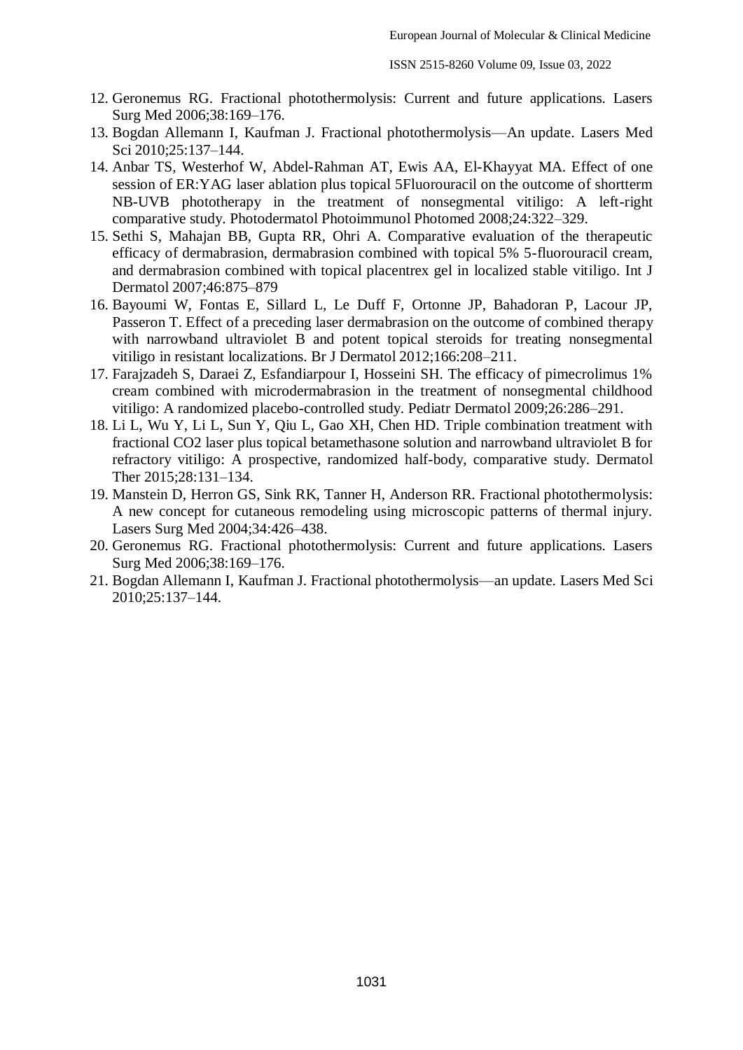12. Geronemus RG. Fractional photothermolysis: Current and future applications. Lasers Surg Med 2006;38:169–176.
13. Bogdan Allemann I, Kaufman J. Fractional photothermolysis—An update. Lasers Med Sci 2010;25:137–144.
14. Anbar TS, Westerhof W, Abdel-Rahman AT, Ewis AA, El-Khayyat MA. Effect of one session of ER:YAG laser ablation plus topical 5Fluorouracil on the outcome of shortterm NB-UVB phototherapy in the treatment of nonsegmental vitiligo: A left-right comparative study. Photodermatol Photoimmunol Photomed 2008;24:322–329.
15. Sethi S, Mahajan BB, Gupta RR, Ohri A. Comparative evaluation of the therapeutic efficacy of dermabrasion, dermabrasion combined with topical 5% 5-fluorouracil cream, and dermabrasion combined with topical placentrex gel in localized stable vitiligo. Int J Dermatol 2007;46:875–879
16. Bayoumi W, Fontas E, Sillard L, Le Duff F, Ortonne JP, Bahadoran P, Lacour JP, Passeron T. Effect of a preceding laser dermabrasion on the outcome of combined therapy with narrowband ultraviolet B and potent topical steroids for treating nonsegmental vitiligo in resistant localizations. Br J Dermatol 2012;166:208–211.
17. Farajzadeh S, Daraei Z, Esfandiarpour I, Hosseini SH. The efficacy of pimecrolimus 1% cream combined with microdermabrasion in the treatment of nonsegmental childhood vitiligo: A randomized placebo-controlled study. Pediatr Dermatol 2009;26:286–291.
18. Li L, Wu Y, Li L, Sun Y, Qiu L, Gao XH, Chen HD. Triple combination treatment with fractional CO2 laser plus topical betamethasone solution and narrowband ultraviolet B for refractory vitiligo: A prospective, randomized half-body, comparative study. Dermatol Ther 2015;28:131–134.
19. Manstein D, Herron GS, Sink RK, Tanner H, Anderson RR. Fractional photothermolysis: A new concept for cutaneous remodeling using microscopic patterns of thermal injury. Lasers Surg Med 2004;34:426–438.
20. Geronemus RG. Fractional photothermolysis: Current and future applications. Lasers Surg Med 2006;38:169–176.
21. Bogdan Allemann I, Kaufman J. Fractional photothermolysis—an update. Lasers Med Sci 2010;25:137–144.